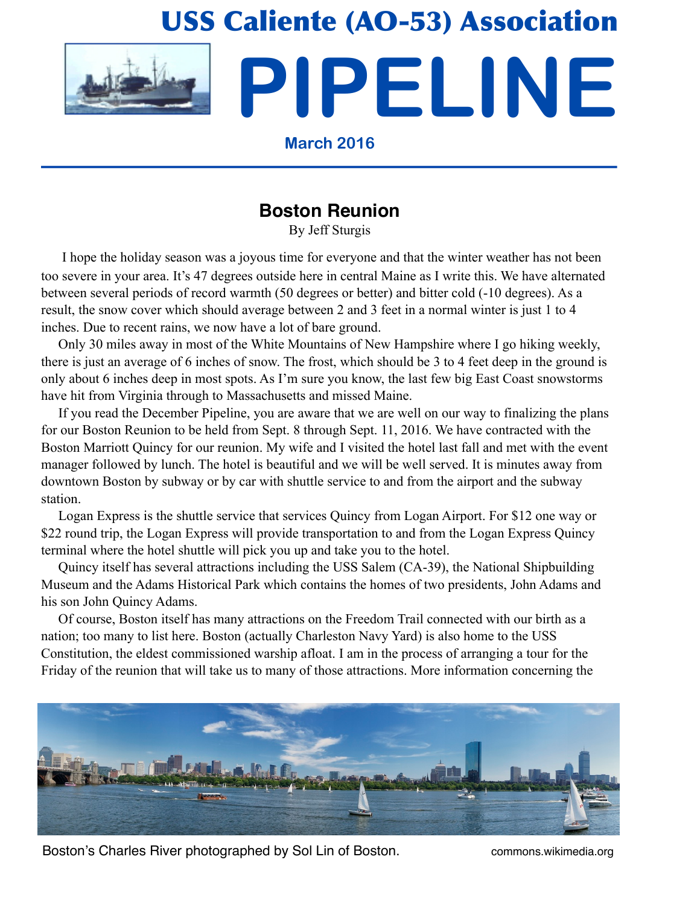# USS Caliente (AO-53) Association

# PIPELINE

**March 2016**

## Boston Reunion

By Jeff Sturgis

I hope the holiday season was a joyous time for everyone and that the winter weather has not been too severe in your area. It's 47 degrees outside here in central Maine as I write this. We have alternated between several periods of record warmth (50 degrees or better) and bitter cold (-10 degrees). As a result, the snow cover which should average between 2 and 3 feet in a normal winter is just 1 to 4 inches. Due to recent rains, we now have a lot of bare ground.

Only 30 miles away in most of the White Mountains of New Hampshire where I go hiking weekly, there is just an average of 6 inches of snow. The frost, which should be 3 to 4 feet deep in the ground is only about 6 inches deep in most spots. As I'm sure you know, the last few big East Coast snowstorms have hit from Virginia through to Massachusetts and missed Maine.

If you read the December Pipeline, you are aware that we are well on our way to finalizing the plans for our Boston Reunion to be held from Sept. 8 through Sept. 11, 2016. We have contracted with the Boston Marriott Quincy for our reunion. My wife and I visited the hotel last fall and met with the event manager followed by lunch. The hotel is beautiful and we will be well served. It is minutes away from downtown Boston by subway or by car with shuttle service to and from the airport and the subway station.

Logan Express is the shuttle service that services Quincy from Logan Airport. For $12 one way or $22 round trip, the Logan Express will provide transportation to and from the Logan Express Quincy terminal where the hotel shuttle will pick you up and take you to the hotel.

Quincy itself has several attractions including the USS Salem (CA-39), the National Shipbuilding Museum and the Adams Historical Park which contains the homes of two presidents, John Adams and his son John Quincy Adams.

Of course, Boston itself has many attractions on the Freedom Trail connected with our birth as a nation; too many to list here. Boston (actually Charleston Navy Yard) is also home to the USS Constitution, the eldest commissioned warship afloat. I am in the process of arranging a tour for the Friday of the reunion that will take us to many of those attractions. More information concerning the

Boston's Charles River photographed by Sol Lin of Boston. commons.wikimedia.org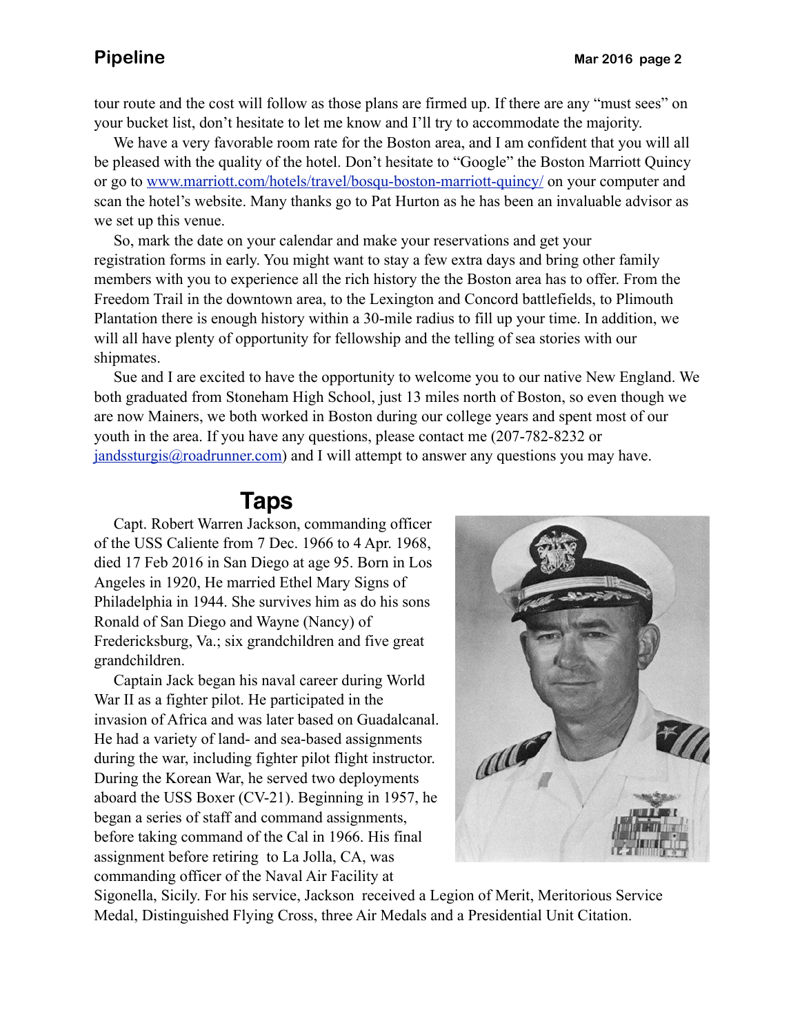tour route and the cost will follow as those plans are firmed up. If there are any "must sees" on your bucket list, don't hesitate to let me know and I'll try to accommodate the majority.

We have a very favorable room rate for the Boston area, and I am confident that you will all be pleased with the quality of the hotel. Don't hesitate to "Google" the Boston Marriott Quincy or go to [www.marriott.com/hotels/travel/bosqu-boston-marriott-quincy/](www.marriott.com/hotels/travel/bosqu-boston-marriott-quincy/) on your computer and scan the hotel's website. Many thanks go to Pat Hurton as he has been an invaluable advisor as we set up this venue.

So, mark the date on your calendar and make your reservations and get your registration forms in early. You might want to stay a few extra days and bring other family members with you to experience all the rich history the the Boston area has to offer. From the Freedom Trail in the downtown area, to the Lexington and Concord battlefields, to Plimouth Plantation there is enough history within a 30-mile radius to fill up your time. In addition, we will all have plenty of opportunity for fellowship and the telling of sea stories with our shipmates.

Sue and I are excited to have the opportunity to welcome you to our native New England. We both graduated from Stoneham High School, just 13 miles north of Boston, so even though we are now Mainers, we both worked in Boston during our college years and spent most of our youth in the area. If you have any questions, please contact me (207-782-8232 or [jandssturgis@roadrunner.com](mailto:jandssturgis@roadrunner.com)) and I will attempt to answer any questions you may have.

## Taps

Capt. Robert Warren Jackson, commanding officer of the USS Caliente from 7 Dec. 1966 to 4 Apr. 1968, died 17 Feb 2016 in San Diego at age 95. Born in Los Angeles in 1920, He married Ethel Mary Signs of Philadelphia in 1944. She survives him as do his sons Ronald of San Diego and Wayne (Nancy) of Fredericksburg, Va.; six grandchildren and five great grandchildren.

Captain Jack began his naval career during World War II as a fighter pilot. He participated in the invasion of Africa and was later based on Guadalcanal. He had a variety of land- and sea-based assignments during the war, including fighter pilot flight instructor. During the Korean War, he served two deployments aboard the USS Boxer (CV-21). Beginning in 1957, he began a series of staff and command assignments, before taking command of the Cal in 1966. His final assignment before retiring to La Jolla, CA, was commanding officer of the Naval Air Facility at Sigonella, Sicily. For his service, Jackson received a Legion of Merit, Meritorious Service Medal, Distinguished Flying Cross, three Air Medals and a Presidential Unit Citation.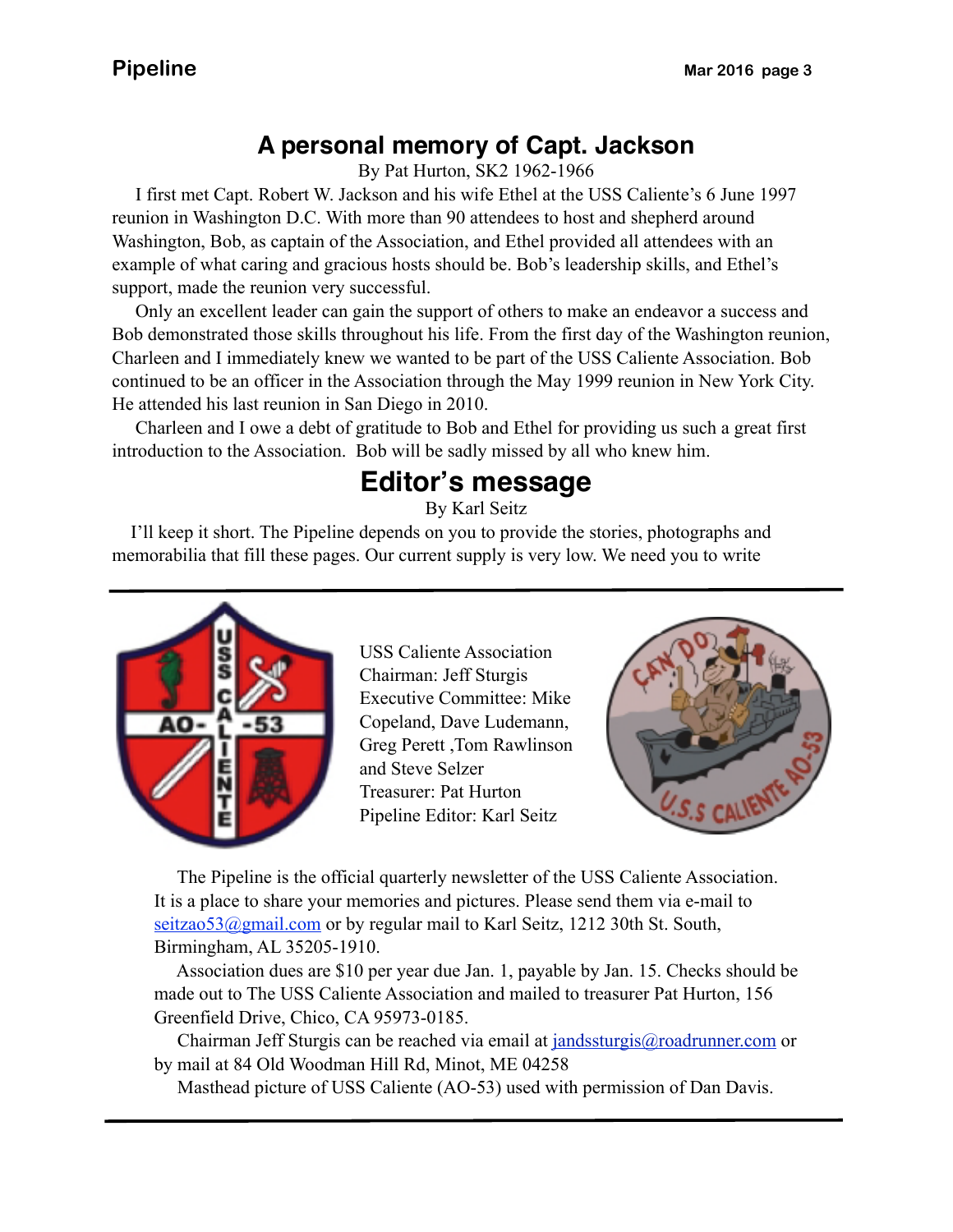## A personal memory of Capt. Jackson

By Pat Hurton, SK2 1962-1966

I first met Capt. Robert W. Jackson and his wife Ethel at the USS Caliente's 6 June 1997 reunion in Washington D.C. With more than 90 attendees to host and shepherd around Washington, Bob, as captain of the Association, and Ethel provided all attendees with an example of what caring and gracious hosts should be. Bob's leadership skills, and Ethel's support, made the reunion very successful.

Only an excellent leader can gain the support of others to make an endeavor a success and Bob demonstrated those skills throughout his life. From the first day of the Washington reunion, Charleen and I immediately knew we wanted to be part of the USS Caliente Association. Bob continued to be an officer in the Association through the May 1999 reunion in New York City. He attended his last reunion in San Diego in 2010.

Charleen and I owe a debt of gratitude to Bob and Ethel for providing us such a great first introduction to the Association. Bob will be sadly missed by all who knew him.

## Editor's message

By Karl Seitz

I'll keep it short. The Pipeline depends on you to provide the stories, photographs and memorabilia that fill these pages. Our current supply is very low. We need you to write

---

USS Caliente Association
Chairman: Jeff Sturgis
Executive Committee: Mike Copeland, Dave Ludemann, Greg Perett ,Tom Rawlinson and Steve Selzer
Treasurer: Pat Hurton
Pipeline Editor: Karl Seitz

The Pipeline is the official quarterly newsletter of the USS Caliente Association. It is a place to share your memories and pictures. Please send them via e-mail to seitzao53@gmail.com or by regular mail to Karl Seitz, 1212 30th St. South, Birmingham, AL 35205-1910.

Association dues are $10 per year due Jan. 1, payable by Jan. 15. Checks should be made out to The USS Caliente Association and mailed to treasurer Pat Hurton, 156 Greenfield Drive, Chico, CA 95973-0185.

Chairman Jeff Sturgis can be reached via email at jandssturgis@roadrunner.com or by mail at 84 Old Woodman Hill Rd, Minot, ME 04258

Masthead picture of USS Caliente (AO-53) used with permission of Dan Davis.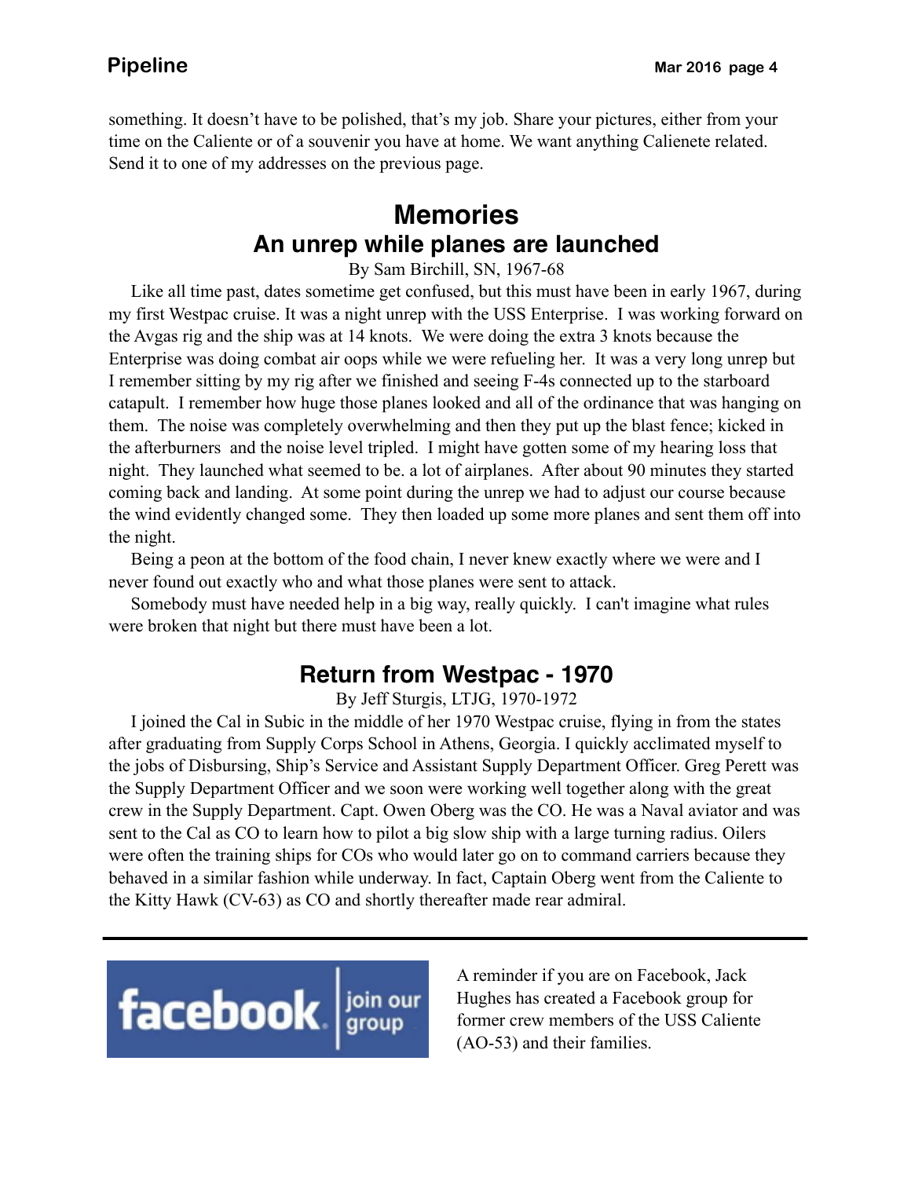something. It doesn't have to be polished, that's my job. Share your pictures, either from your time on the Caliente or of a souvenir you have at home. We want anything Calienete related. Send it to one of my addresses on the previous page.

# Memories

## An unrep while planes are launched

By Sam Birchill, SN, 1967-68

Like all time past, dates sometime get confused, but this must have been in early 1967, during my first Westpac cruise. It was a night unrep with the USS Enterprise. I was working forward on the Avgas rig and the ship was at 14 knots. We were doing the extra 3 knots because the Enterprise was doing combat air oops while we were refueling her. It was a very long unrep but I remember sitting by my rig after we finished and seeing F-4s connected up to the starboard catapult. I remember how huge those planes looked and all of the ordinance that was hanging on them. The noise was completely overwhelming and then they put up the blast fence; kicked in the afterburners and the noise level tripled. I might have gotten some of my hearing loss that night. They launched what seemed to be. a lot of airplanes. After about 90 minutes they started coming back and landing. At some point during the unrep we had to adjust our course because the wind evidently changed some. They then loaded up some more planes and sent them off into the night.

Being a peon at the bottom of the food chain, I never knew exactly where we were and I never found out exactly who and what those planes were sent to attack.

Somebody must have needed help in a big way, really quickly. I can't imagine what rules were broken that night but there must have been a lot.

## Return from Westpac - 1970

By Jeff Sturgis, LTJG, 1970-1972

I joined the Cal in Subic in the middle of her 1970 Westpac cruise, flying in from the states after graduating from Supply Corps School in Athens, Georgia. I quickly acclimated myself to the jobs of Disbursing, Ship's Service and Assistant Supply Department Officer. Greg Perett was the Supply Department Officer and we soon were working well together along with the great crew in the Supply Department. Capt. Owen Oberg was the CO. He was a Naval aviator and was sent to the Cal as CO to learn how to pilot a big slow ship with a large turning radius. Oilers were often the training ships for COs who would later go on to command carriers because they behaved in a similar fashion while underway. In fact, Captain Oberg went from the Caliente to the Kitty Hawk (CV-63) as CO and shortly thereafter made rear admiral.

---

facebook | join our group

A reminder if you are on Facebook, Jack Hughes has created a Facebook group for former crew members of the USS Caliente (AO-53) and their families.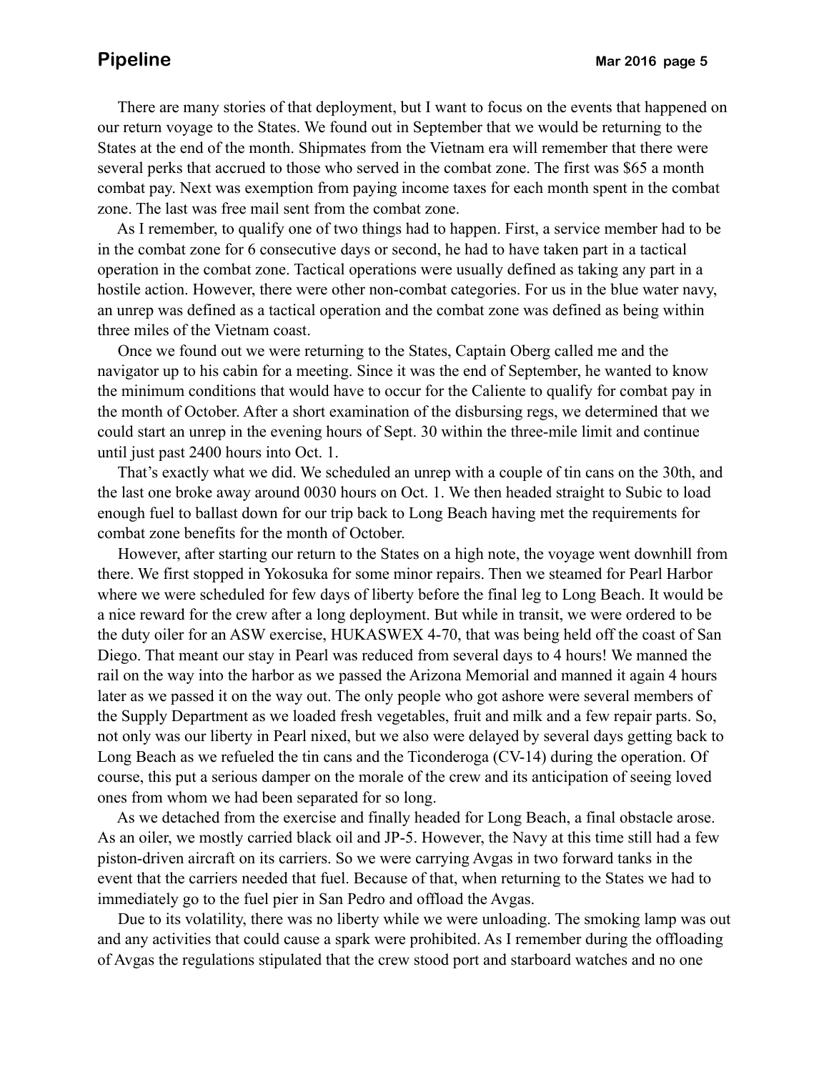There are many stories of that deployment, but I want to focus on the events that happened on our return voyage to the States. We found out in September that we would be returning to the States at the end of the month. Shipmates from the Vietnam era will remember that there were several perks that accrued to those who served in the combat zone. The first was $65 a month combat pay. Next was exemption from paying income taxes for each month spent in the combat zone. The last was free mail sent from the combat zone.

As I remember, to qualify one of two things had to happen. First, a service member had to be in the combat zone for 6 consecutive days or second, he had to have taken part in a tactical operation in the combat zone. Tactical operations were usually defined as taking any part in a hostile action. However, there were other non-combat categories. For us in the blue water navy, an unrep was defined as a tactical operation and the combat zone was defined as being within three miles of the Vietnam coast.

Once we found out we were returning to the States, Captain Oberg called me and the navigator up to his cabin for a meeting. Since it was the end of September, he wanted to know the minimum conditions that would have to occur for the Caliente to qualify for combat pay in the month of October. After a short examination of the disbursing regs, we determined that we could start an unrep in the evening hours of Sept. 30 within the three-mile limit and continue until just past 2400 hours into Oct. 1.

That's exactly what we did. We scheduled an unrep with a couple of tin cans on the 30th, and the last one broke away around 0030 hours on Oct. 1. We then headed straight to Subic to load enough fuel to ballast down for our trip back to Long Beach having met the requirements for combat zone benefits for the month of October.

However, after starting our return to the States on a high note, the voyage went downhill from there. We first stopped in Yokosuka for some minor repairs. Then we steamed for Pearl Harbor where we were scheduled for few days of liberty before the final leg to Long Beach. It would be a nice reward for the crew after a long deployment. But while in transit, we were ordered to be the duty oiler for an ASW exercise, HUKASWEX 4-70, that was being held off the coast of San Diego. That meant our stay in Pearl was reduced from several days to 4 hours! We manned the rail on the way into the harbor as we passed the Arizona Memorial and manned it again 4 hours later as we passed it on the way out. The only people who got ashore were several members of the Supply Department as we loaded fresh vegetables, fruit and milk and a few repair parts. So, not only was our liberty in Pearl nixed, but we also were delayed by several days getting back to Long Beach as we refueled the tin cans and the Ticonderoga (CV-14) during the operation. Of course, this put a serious damper on the morale of the crew and its anticipation of seeing loved ones from whom we had been separated for so long.

As we detached from the exercise and finally headed for Long Beach, a final obstacle arose. As an oiler, we mostly carried black oil and JP-5. However, the Navy at this time still had a few piston-driven aircraft on its carriers. So we were carrying Avgas in two forward tanks in the event that the carriers needed that fuel. Because of that, when returning to the States we had to immediately go to the fuel pier in San Pedro and offload the Avgas.

Due to its volatility, there was no liberty while we were unloading. The smoking lamp was out and any activities that could cause a spark were prohibited. As I remember during the offloading of Avgas the regulations stipulated that the crew stood port and starboard watches and no one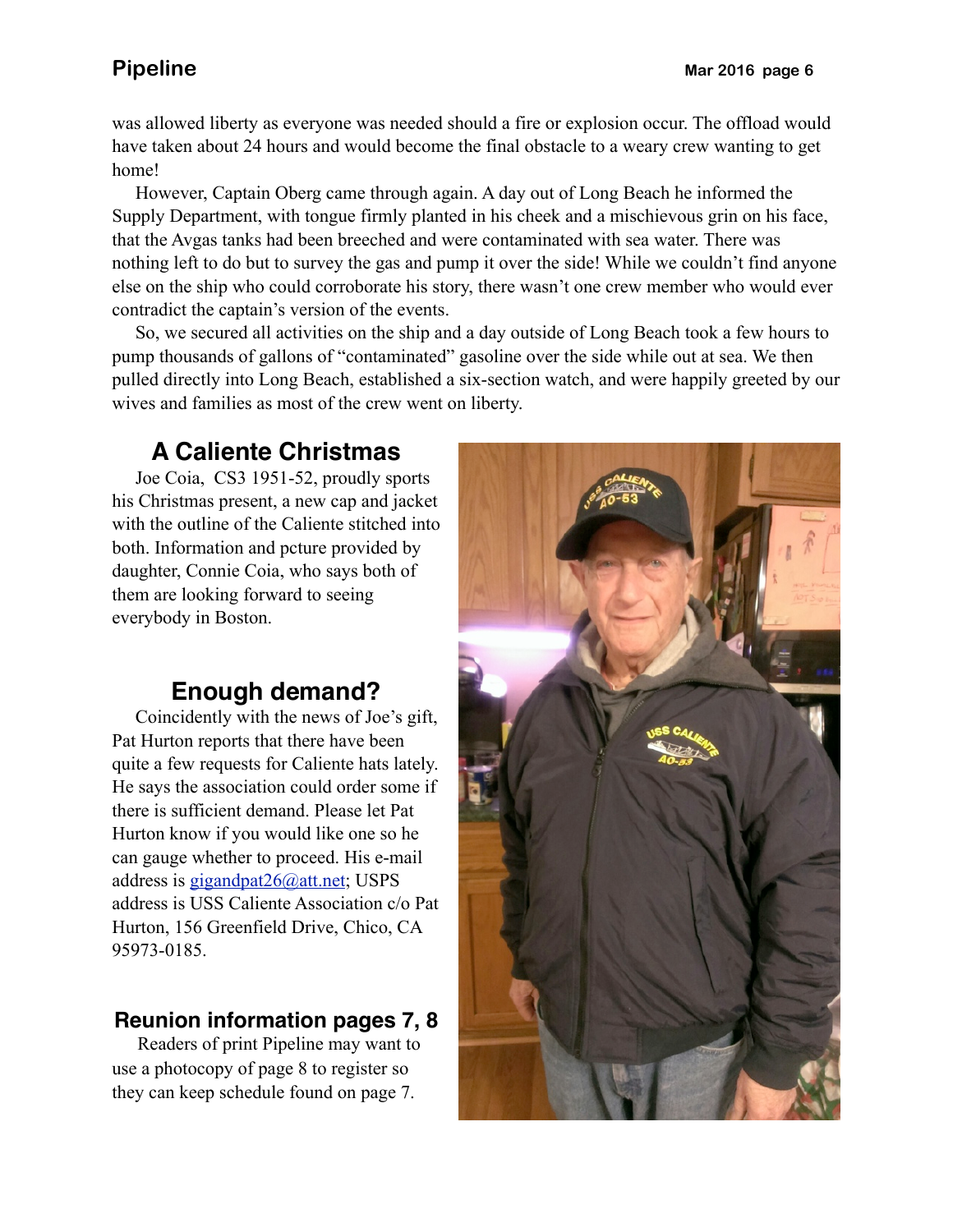was allowed liberty as everyone was needed should a fire or explosion occur. The offload would have taken about 24 hours and would become the final obstacle to a weary crew wanting to get home!

However, Captain Oberg came through again. A day out of Long Beach he informed the Supply Department, with tongue firmly planted in his cheek and a mischievous grin on his face, that the Avgas tanks had been breeched and were contaminated with sea water. There was nothing left to do but to survey the gas and pump it over the side! While we couldn't find anyone else on the ship who could corroborate his story, there wasn't one crew member who would ever contradict the captain's version of the events.

So, we secured all activities on the ship and a day outside of Long Beach took a few hours to pump thousands of gallons of "contaminated" gasoline over the side while out at sea. We then pulled directly into Long Beach, established a six-section watch, and were happily greeted by our wives and families as most of the crew went on liberty.

## A Caliente Christmas

Joe Coia, CS3 1951-52, proudly sports his Christmas present, a new cap and jacket with the outline of the Caliente stitched into both. Information and pcture provided by daughter, Connie Coia, who says both of them are looking forward to seeing everybody in Boston.

## Enough demand?

Coincidently with the news of Joe's gift, Pat Hurton reports that there have been quite a few requests for Caliente hats lately. He says the association could order some if there is sufficient demand. Please let Pat Hurton know if you would like one so he can gauge whether to proceed. His e-mail address is gigandpat26@att.net; USPS address is USS Caliente Association c/o Pat Hurton, 156 Greenfield Drive, Chico, CA 95973-0185.

### Reunion information pages 7, 8

Readers of print Pipeline may want to use a photocopy of page 8 to register so they can keep schedule found on page 7.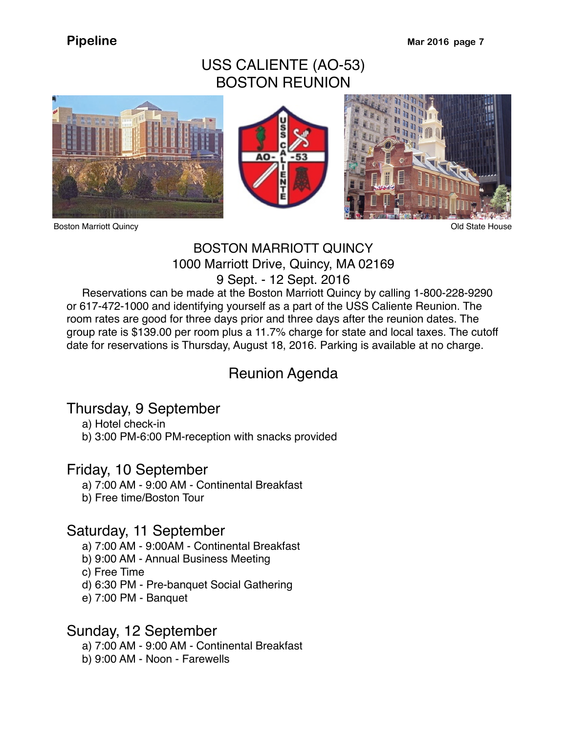# USS CALIENTE (AO-53)
# BOSTON REUNION

Boston Marriott Quincy

Old State House

## BOSTON MARRIOTT QUINCY
## 1000 Marriott Drive, Quincy, MA 02169
## 9 Sept. - 12 Sept. 2016

Reservations can be made at the Boston Marriott Quincy by calling 1-800-228-9290 or 617-472-1000 and identifying yourself as a part of the USS Caliente Reunion. The room rates are good for three days prior and three days after the reunion dates. The group rate is $139.00 per room plus a 11.7% charge for state and local taxes. The cutoff date for reservations is Thursday, August 18, 2016. Parking is available at no charge.

## Reunion Agenda

### Thursday, 9 September

a) Hotel check-in
b) 3:00 PM-6:00 PM-reception with snacks provided

### Friday, 10 September

a) 7:00 AM - 9:00 AM - Continental Breakfast
b) Free time/Boston Tour

### Saturday, 11 September

a) 7:00 AM - 9:00AM - Continental Breakfast
b) 9:00 AM - Annual Business Meeting
c) Free Time
d) 6:30 PM - Pre-banquet Social Gathering
e) 7:00 PM - Banquet

### Sunday, 12 September

a) 7:00 AM - 9:00 AM - Continental Breakfast
b) 9:00 AM - Noon - Farewells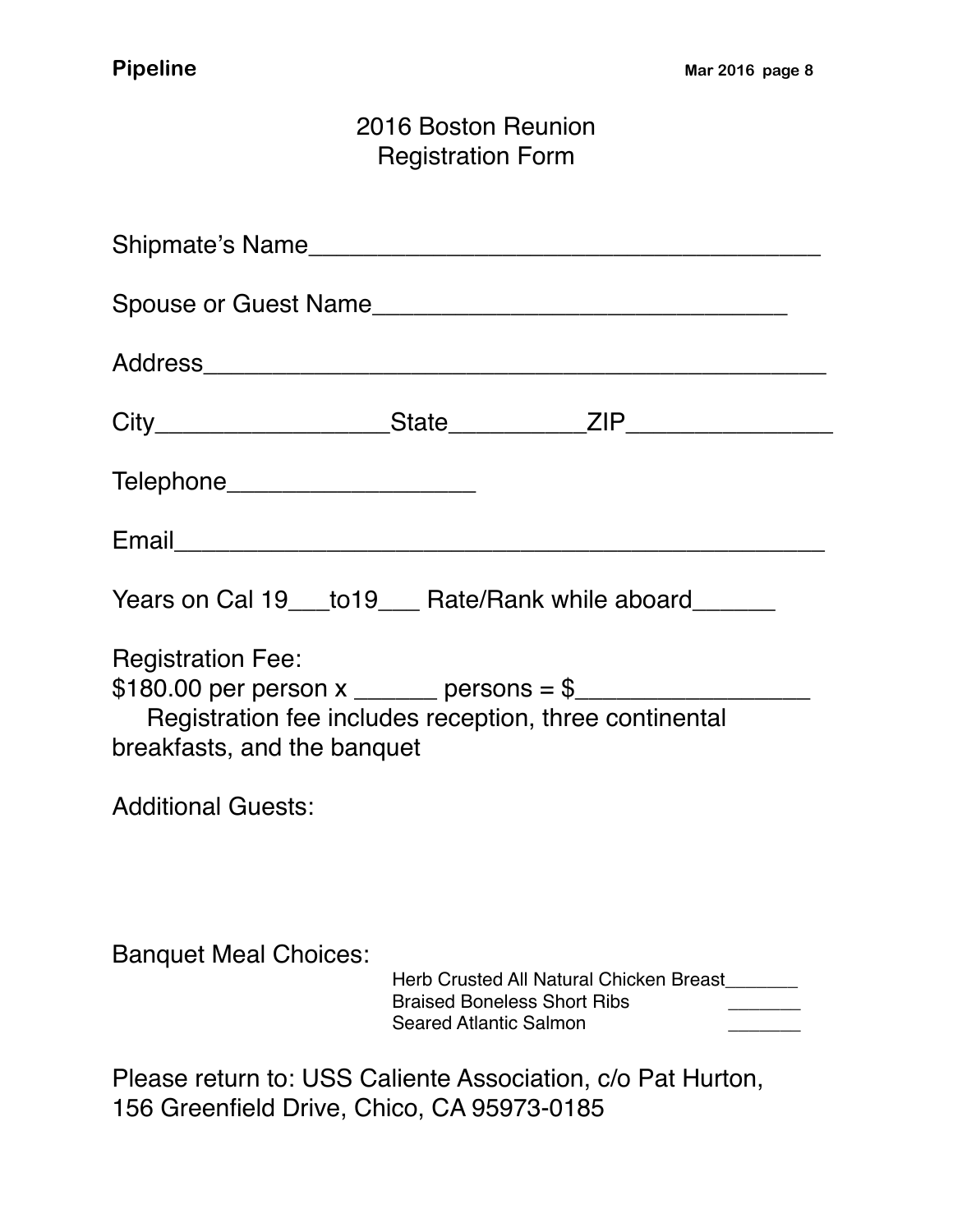# 2016 Boston Reunion
## Registration Form

Shipmate's Name_____________________________________

Spouse or Guest Name______________________________

Address____________________________________________

City________________State__________ZIP_______________

Telephone__________________

Email______________________________________________

Years on Cal 19___to19___ Rate/Rank while aboard______

Registration Fee:
$180.00 per person x ______ persons = $_________________
Registration fee includes reception, three continental breakfasts, and the banquet

Additional Guests:

Banquet Meal Choices:

- Herb Crusted All Natural Chicken Breast_______
- Braised Boneless Short Ribs _______
- Seared Atlantic Salmon _______

Please return to: USS Caliente Association, c/o Pat Hurton, 156 Greenfield Drive, Chico, CA 95973-0185